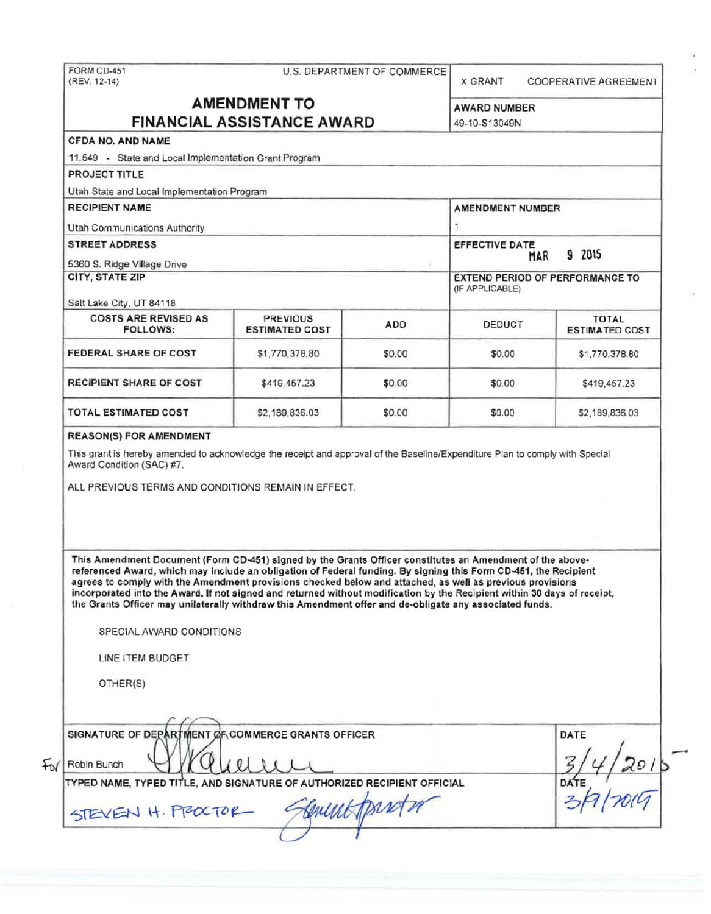FORM CD-451
(REV. 12-14)

U.S. DEPARTMENT OF COMMERCE

X GRANT    COOPERATIVE AGREEMENT

# AMENDMENT TO FINANCIAL ASSISTANCE AWARD

**AWARD NUMBER**
49-10-S13049N

**CFDA NO. AND NAME**
11.549 - State and Local Implementation Grant Program

**PROJECT TITLE**
Utah State and Local Implementation Program

**RECIPIENT NAME**
Utah Communications Authority

**AMENDMENT NUMBER**
1

**STREET ADDRESS**
5360 S. Ridge Village Drive

**EFFECTIVE DATE**
MAR 9 2015

**CITY, STATE ZIP**
Salt Lake City, UT 84118

**EXTEND PERIOD OF PERFORMANCE TO** (IF APPLICABLE)

| COSTS ARE REVISED AS FOLLOWS: | PREVIOUS ESTIMATED COST | ADD | DEDUCT | TOTAL ESTIMATED COST |
|---|---|---|---|---|
| FEDERAL SHARE OF COST | $1,770,378.80 | $0.00 | $0.00 | $1,770,378.80 |
| RECIPIENT SHARE OF COST | $419,457.23 | $0.00 | $0.00 | $419,457.23 |
| TOTAL ESTIMATED COST | $2,189,836.03 | $0.00 | $0.00 | $2,189,836.03 |

**REASON(S) FOR AMENDMENT**

This grant is hereby amended to acknowledge the receipt and approval of the Baseline/Expenditure Plan to comply with Special Award Condition (SAC) #7.

ALL PREVIOUS TERMS AND CONDITIONS REMAIN IN EFFECT.

**This Amendment Document (Form CD-451) signed by the Grants Officer constitutes an Amendment of the above-referenced Award, which may include an obligation of Federal funding. By signing this Form CD-451, the Recipient agrees to comply with the Amendment provisions checked below and attached, as well as previous provisions incorporated into the Award. If not signed and returned without modification by the Recipient within 30 days of receipt, the Grants Officer may unilaterally withdraw this Amendment offer and de-obligate any associated funds.**

SPECIAL AWARD CONDITIONS

LINE ITEM BUDGET

OTHER(S)

**SIGNATURE OF DEPARTMENT OF COMMERCE GRANTS OFFICER**
For Robin Bunch

**DATE**
3/4/2015

**TYPED NAME, TYPED TITLE, AND SIGNATURE OF AUTHORIZED RECIPIENT OFFICIAL**
STEVEN H. PROCTOR

**DATE**
3/9/2015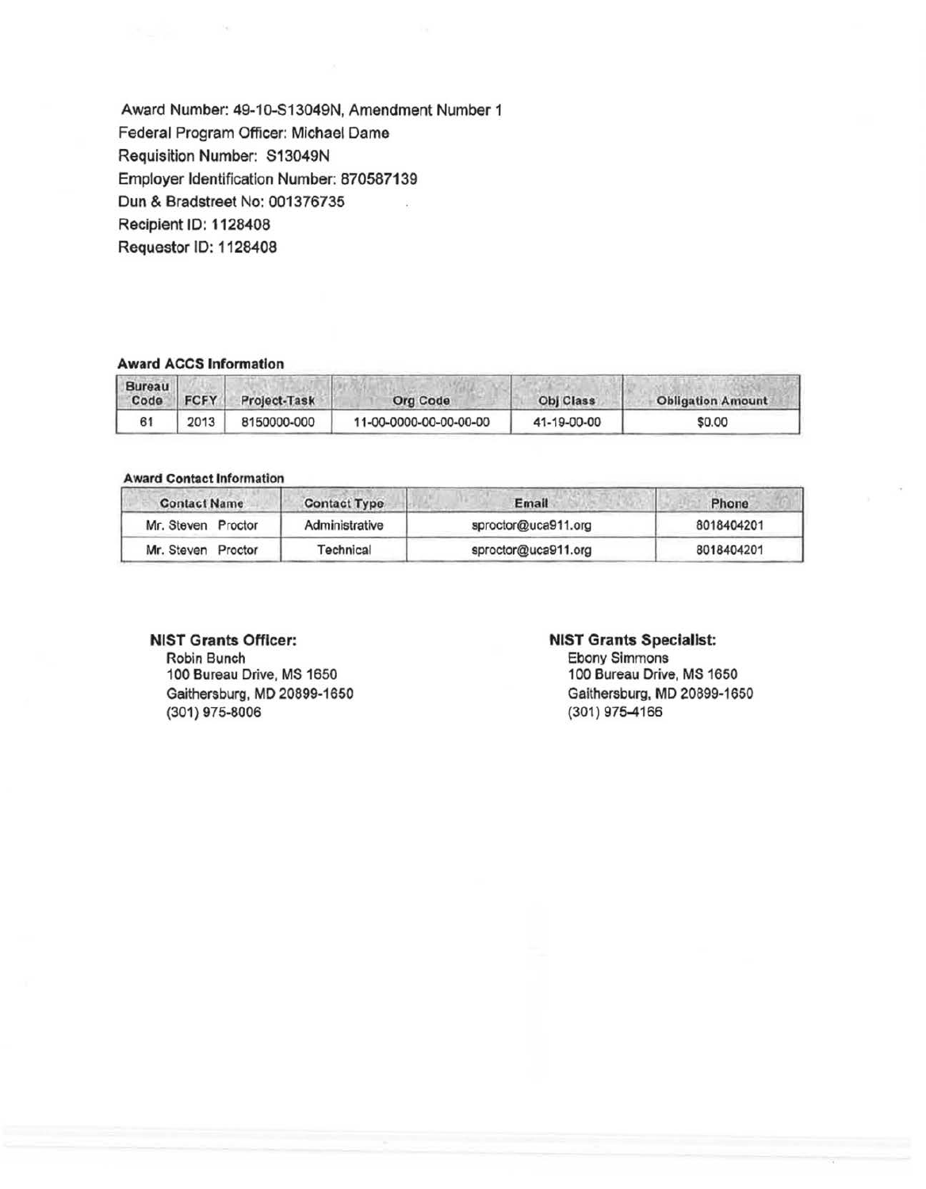Award Number: 49-10-S13049N, Amendment Number 1
Federal Program Officer: Michael Dame
Requisition Number: S13049N
Employer Identification Number: 870587139
Dun & Bradstreet No: 001376735
Recipient ID: 1128408
Requestor ID: 1128408

**Award ACCS Information**

| Bureau Code | FCFY | Project-Task | Org Code | Obj Class | Obligation Amount |
|---|---|---|---|---|---|
| 61 | 2013 | 8150000-000 | 11-00-0000-00-00-00-00 | 41-19-00-00 | $0.00 |

**Award Contact Information**

| Contact Name | Contact Type | Email | Phone |
|---|---|---|---|
| Mr. Steven Proctor | Administrative | sproctor@uca911.org | 8018404201 |
| Mr. Steven Proctor | Technical | sproctor@uca911.org | 8018404201 |

**NIST Grants Officer:**
Robin Bunch
100 Bureau Drive, MS 1650
Gaithersburg, MD 20899-1650
(301) 975-8006

**NIST Grants Specialist:**
Ebony Simmons
100 Bureau Drive, MS 1650
Gaithersburg, MD 20899-1650
(301) 975-4166